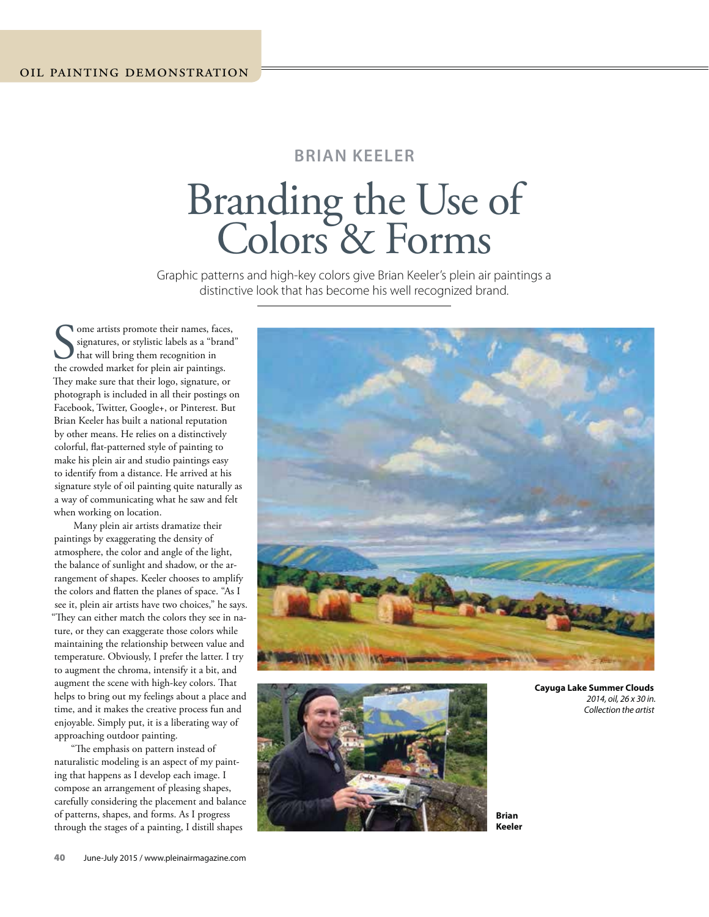BRIAN KEELER

# Branding the Use of Colors & Forms

Graphic patterns and high-key colors give Brian Keeler's plein air paintings a distinctive look that has become his well recognized brand.

Some artists promote their names, faces, signatures, or stylistic labels as a "brand" that will bring them recognition in the crowded market for plein air paintings. They make sure that their logo, signature, or photograph is included in all their postings on Facebook, Twitter, Google+, or Pinterest. But Brian Keeler has built a national reputation by other means. He relies on a distinctively colorful, flat-patterned style of painting to make his plein air and studio paintings easy to identify from a distance. He arrived at his signature style of oil painting quite naturally as a way of communicating what he saw and felt when working on location.

Many plein air artists dramatize their paintings by exaggerating the density of atmosphere, the color and angle of the light, the balance of sunlight and shadow, or the arrangement of shapes. Keeler chooses to amplify the colors and flatten the planes of space. "As I see it, plein air artists have two choices," he says. "They can either match the colors they see in nature, or they can exaggerate those colors while maintaining the relationship between value and temperature. Obviously, I prefer the latter. I try to augment the chroma, intensify it a bit, and augment the scene with high-key colors. That helps to bring out my feelings about a place and time, and it makes the creative process fun and enjoyable. Simply put, it is a liberating way of approaching outdoor painting.

"The emphasis on pattern instead of naturalistic modeling is an aspect of my painting that happens as I develop each image. I compose an arrangement of pleasing shapes, carefully considering the placement and balance of patterns, shapes, and forms. As I progress through the stages of a painting, I distill shapes

**Cayuga Lake Summer Clouds**
*2014, oil, 26 x 30 in.*
*Collection the artist*

**Brian Keeler**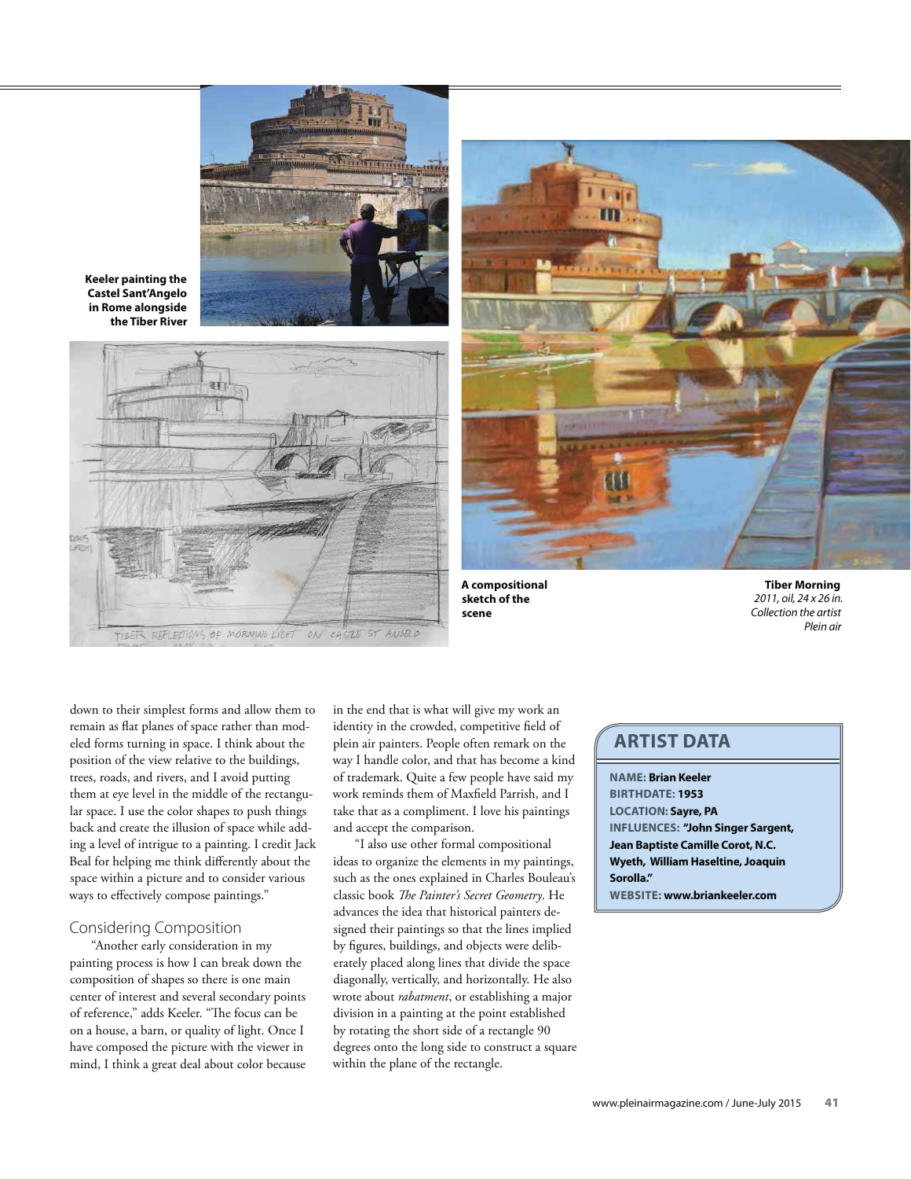Keeler painting the Castel Sant'Angelo in Rome alongside the Tiber River

A compositional sketch of the scene

**Tiber Morning**
*2011, oil, 24 x 26 in.*
*Collection the artist*
*Plein air*

down to their simplest forms and allow them to remain as flat planes of space rather than modeled forms turning in space. I think about the position of the view relative to the buildings, trees, roads, and rivers, and I avoid putting them at eye level in the middle of the rectangular space. I use the color shapes to push things back and create the illusion of space while adding a level of intrigue to a painting. I credit Jack Beal for helping me think differently about the space within a picture and to consider various ways to effectively compose paintings."

## Considering Composition

"Another early consideration in my painting process is how I can break down the composition of shapes so there is one main center of interest and several secondary points of reference," adds Keeler. "The focus can be on a house, a barn, or quality of light. Once I have composed the picture with the viewer in mind, I think a great deal about color because in the end that is what will give my work an identity in the crowded, competitive field of plein air painters. People often remark on the way I handle color, and that has become a kind of trademark. Quite a few people have said my work reminds them of Maxfield Parrish, and I take that as a compliment. I love his paintings and accept the comparison.

"I also use other formal compositional ideas to organize the elements in my paintings, such as the ones explained in Charles Bouleau's classic book *The Painter's Secret Geometry*. He advances the idea that historical painters designed their paintings so that the lines implied by figures, buildings, and objects were deliberately placed along lines that divide the space diagonally, vertically, and horizontally. He also wrote about *rabatment*, or establishing a major division in a painting at the point established by rotating the short side of a rectangle 90 degrees onto the long side to construct a square within the plane of the rectangle.

## ARTIST DATA

**NAME:** **Brian Keeler**
**BIRTHDATE:** **1953**
**LOCATION:** **Sayre, PA**
**INFLUENCES:** **"John Singer Sargent, Jean Baptiste Camille Corot, N.C. Wyeth, William Haseltine, Joaquin Sorolla."**
**WEBSITE:** **www.briankeeler.com**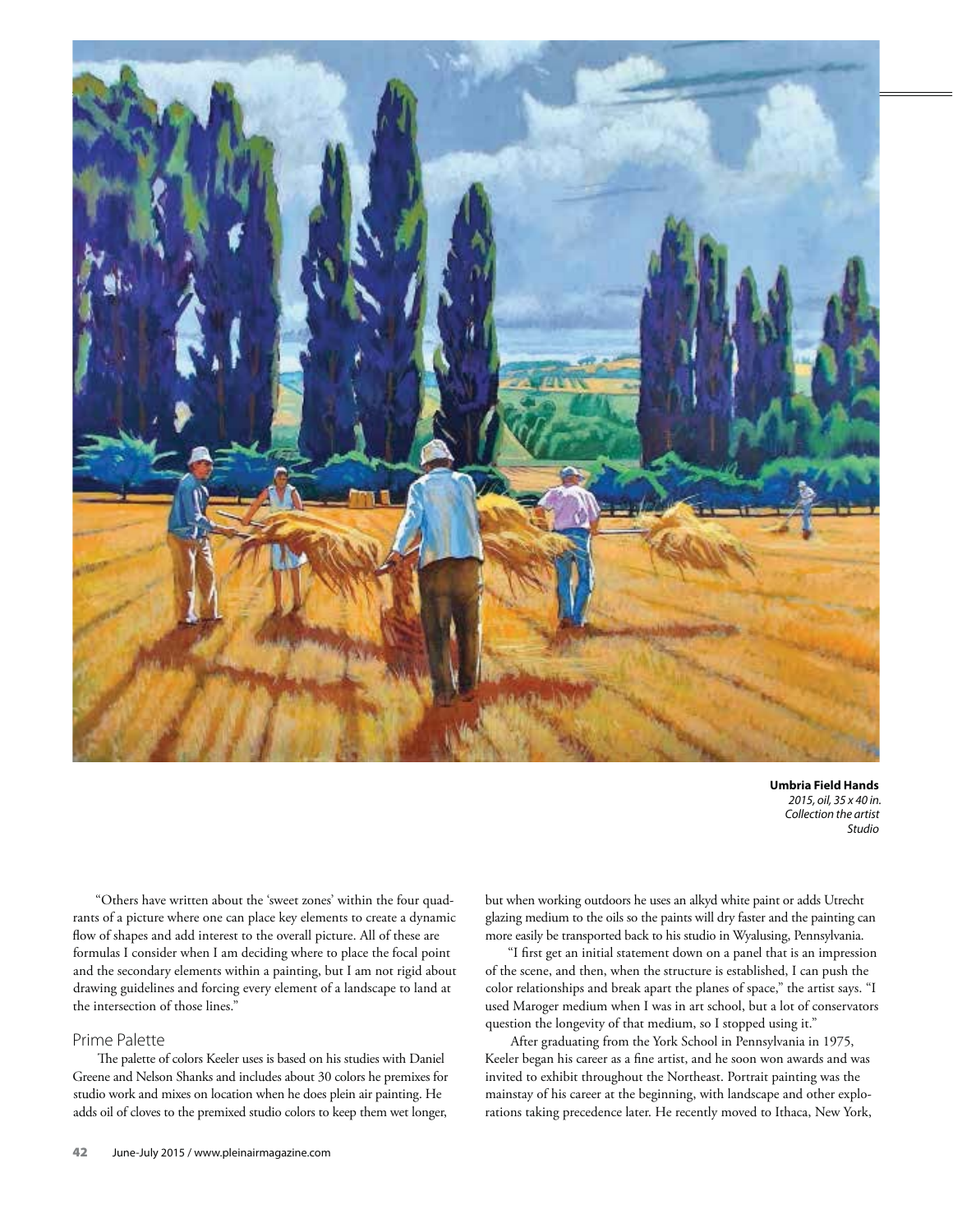**Umbria Field Hands**
*2015, oil, 35 x 40 in.*
*Collection the artist*
*Studio*

"Others have written about the 'sweet zones' within the four quadrants of a picture where one can place key elements to create a dynamic flow of shapes and add interest to the overall picture. All of these are formulas I consider when I am deciding where to place the focal point and the secondary elements within a painting, but I am not rigid about drawing guidelines and forcing every element of a landscape to land at the intersection of those lines."

## Prime Palette

The palette of colors Keeler uses is based on his studies with Daniel Greene and Nelson Shanks and includes about 30 colors he premixes for studio work and mixes on location when he does plein air painting. He adds oil of cloves to the premixed studio colors to keep them wet longer, but when working outdoors he uses an alkyd white paint or adds Utrecht glazing medium to the oils so the paints will dry faster and the painting can more easily be transported back to his studio in Wyalusing, Pennsylvania.

"I first get an initial statement down on a panel that is an impression of the scene, and then, when the structure is established, I can push the color relationships and break apart the planes of space," the artist says. "I used Maroger medium when I was in art school, but a lot of conservators question the longevity of that medium, so I stopped using it."

After graduating from the York School in Pennsylvania in 1975, Keeler began his career as a fine artist, and he soon won awards and was invited to exhibit throughout the Northeast. Portrait painting was the mainstay of his career at the beginning, with landscape and other explorations taking precedence later. He recently moved to Ithaca, New York,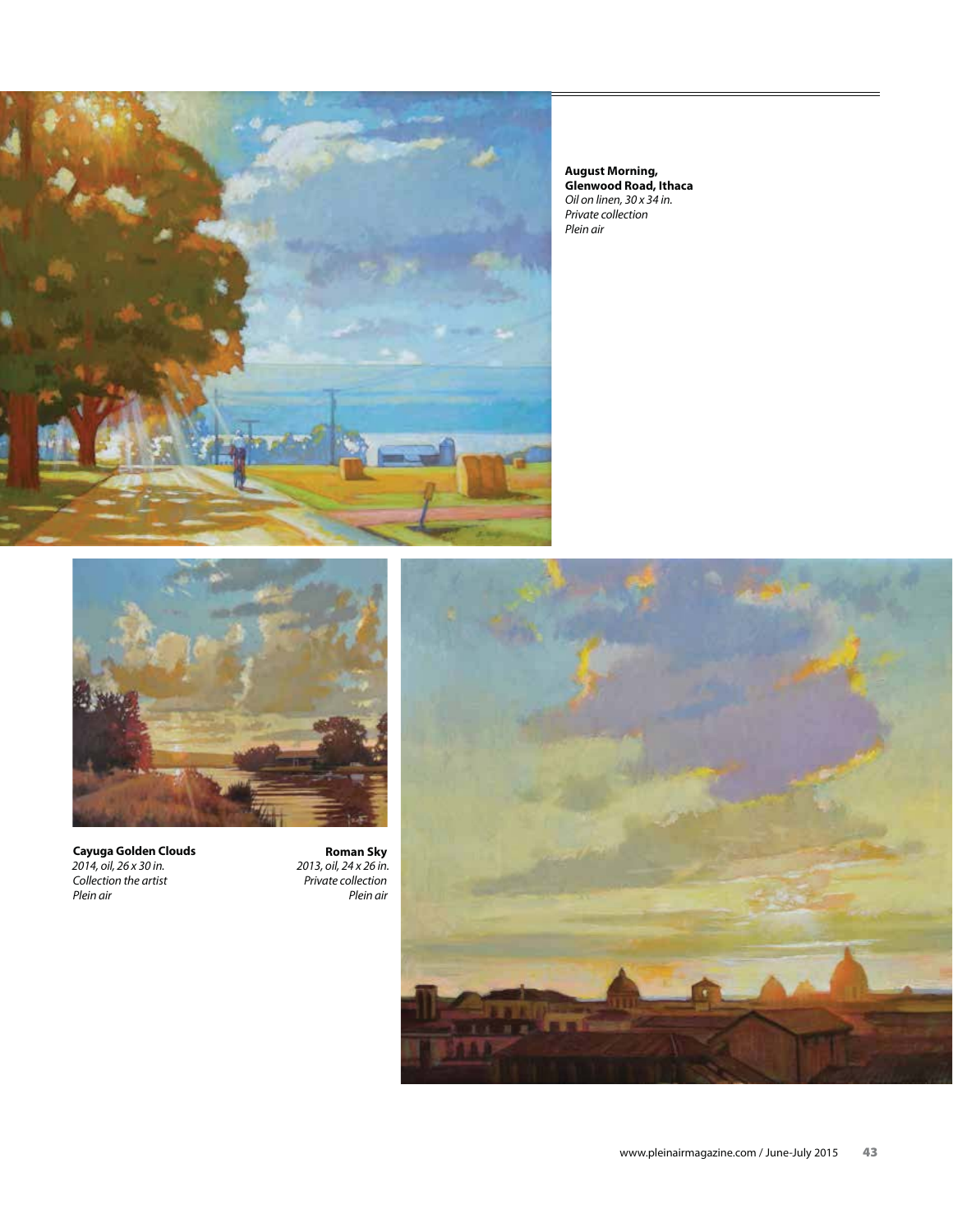**August Morning, Glenwood Road, Ithaca**
*Oil on linen, 30 x 34 in.*
*Private collection*
*Plein air*

**Cayuga Golden Clouds**
*2014, oil, 26 x 30 in.*
*Collection the artist*
*Plein air*

**Roman Sky**
*2013, oil, 24 x 26 in.*
*Private collection*
*Plein air*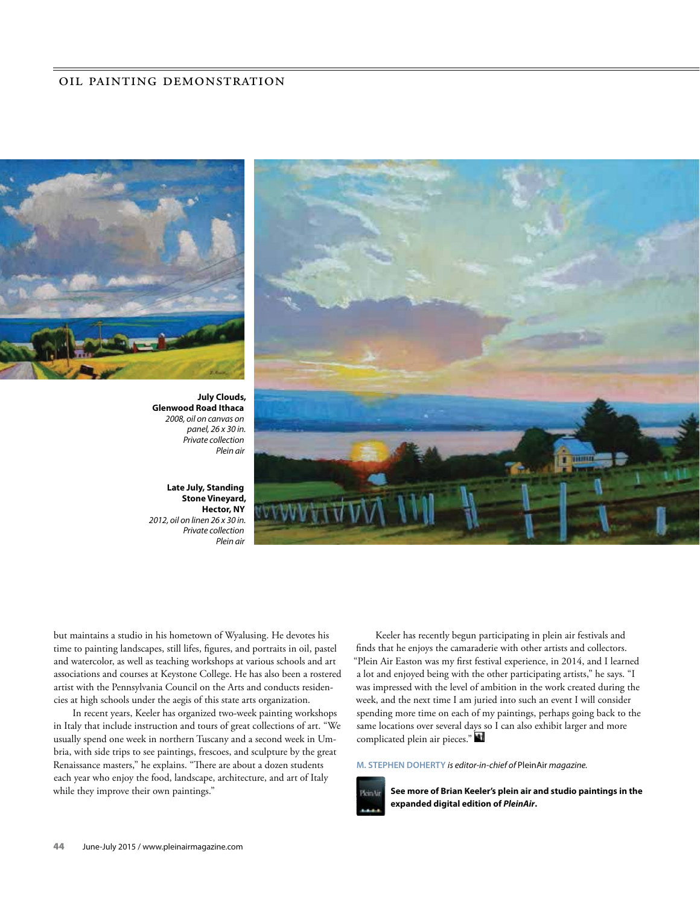**July Clouds, Glenwood Road Ithaca**
*2008, oil on canvas on panel, 26 x 30 in.*
*Private collection*
*Plein air*

**Late July, Standing Stone Vineyard, Hector, NY**
*2012, oil on linen 26 x 30 in.*
*Private collection*
*Plein air*

but maintains a studio in his hometown of Wyalusing. He devotes his time to painting landscapes, still lifes, figures, and portraits in oil, pastel and watercolor, as well as teaching workshops at various schools and art associations and courses at Keystone College. He has also been a rostered artist with the Pennsylvania Council on the Arts and conducts residencies at high schools under the aegis of this state arts organization.

In recent years, Keeler has organized two-week painting workshops in Italy that include instruction and tours of great collections of art. "We usually spend one week in northern Tuscany and a second week in Umbria, with side trips to see paintings, frescoes, and sculpture by the great Renaissance masters," he explains. "There are about a dozen students each year who enjoy the food, landscape, architecture, and art of Italy while they improve their own paintings."

Keeler has recently begun participating in plein air festivals and finds that he enjoys the camaraderie with other artists and collectors. "Plein Air Easton was my first festival experience, in 2014, and I learned a lot and enjoyed being with the other participating artists," he says. "I was impressed with the level of ambition in the work created during the week, and the next time I am juried into such an event I will consider spending more time on each of my paintings, perhaps going back to the same locations over several days so I can also exhibit larger and more complicated plein air pieces."

**M. STEPHEN DOHERTY** *is editor-in-chief of* PleinAir *magazine.*

**See more of Brian Keeler's plein air and studio paintings in the expanded digital edition of *PleinAir*.**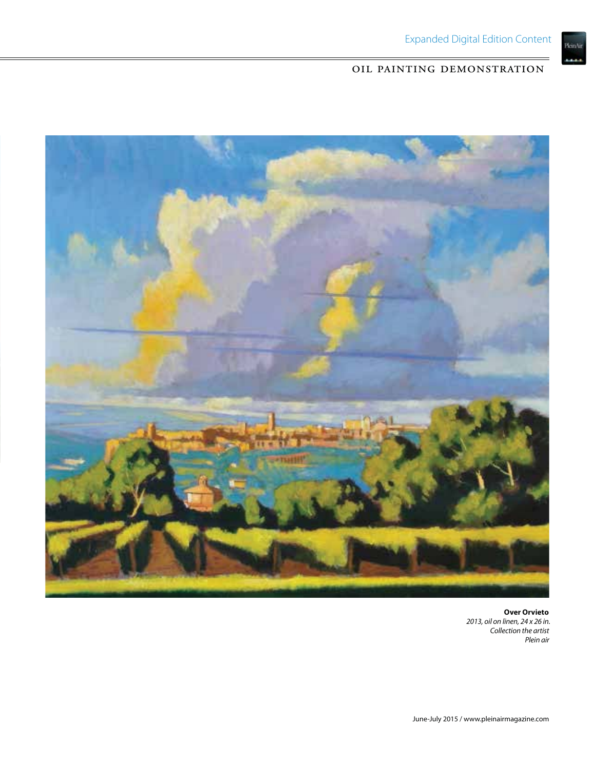**Over Orvieto**
*2013, oil on linen, 24 x 26 in.*
*Collection the artist*
*Plein air*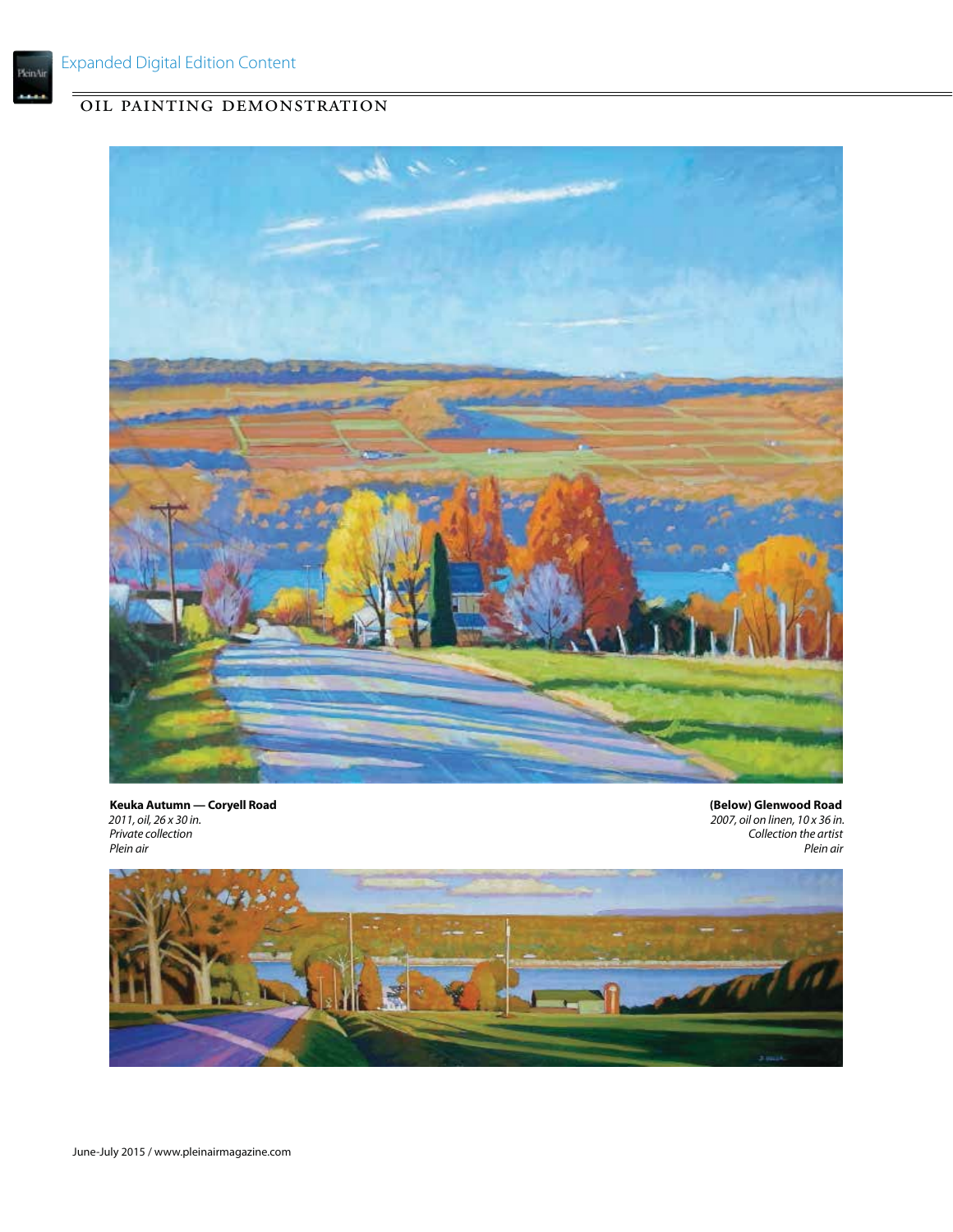**Keuka Autumn — Coryell Road**
*2011, oil, 26 x 30 in.*
*Private collection*
*Plein air*

**(Below) Glenwood Road**
*2007, oil on linen, 10 x 36 in.*
*Collection the artist*
*Plein air*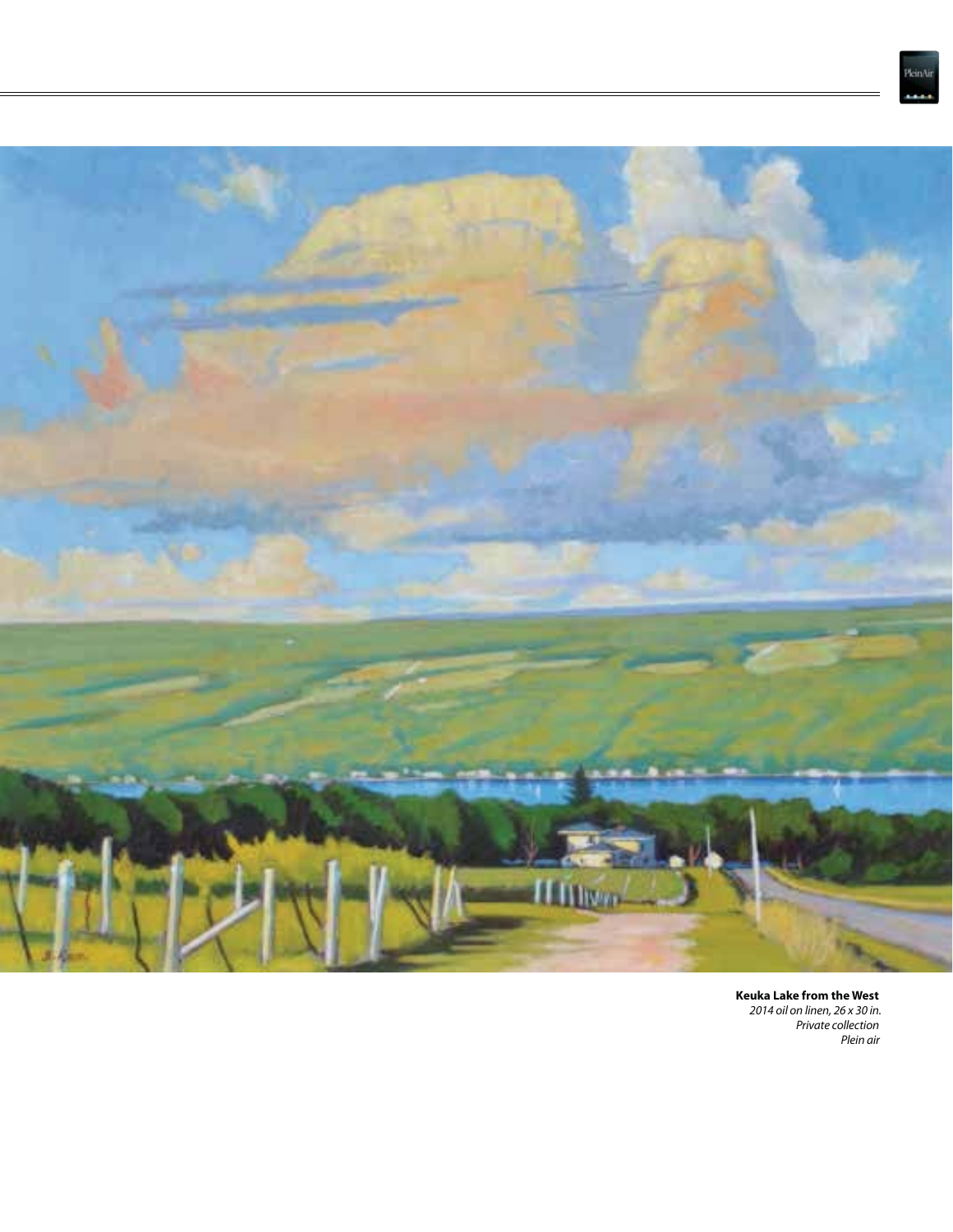**Keuka Lake from the West**
*2014 oil on linen, 26 x 30 in.*
*Private collection*
*Plein air*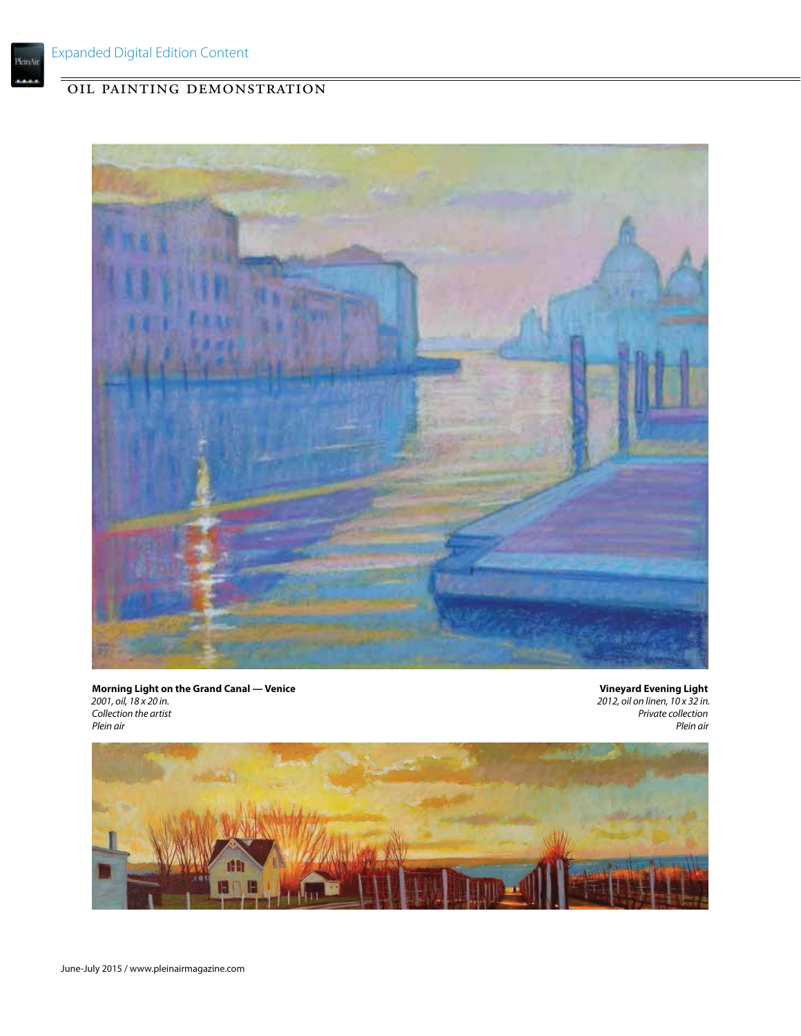**Morning Light on the Grand Canal — Venice**
*2001, oil, 18 x 20 in.*
*Collection the artist*
*Plein air*

**Vineyard Evening Light**
*2012, oil on linen, 10 x 32 in.*
*Private collection*
*Plein air*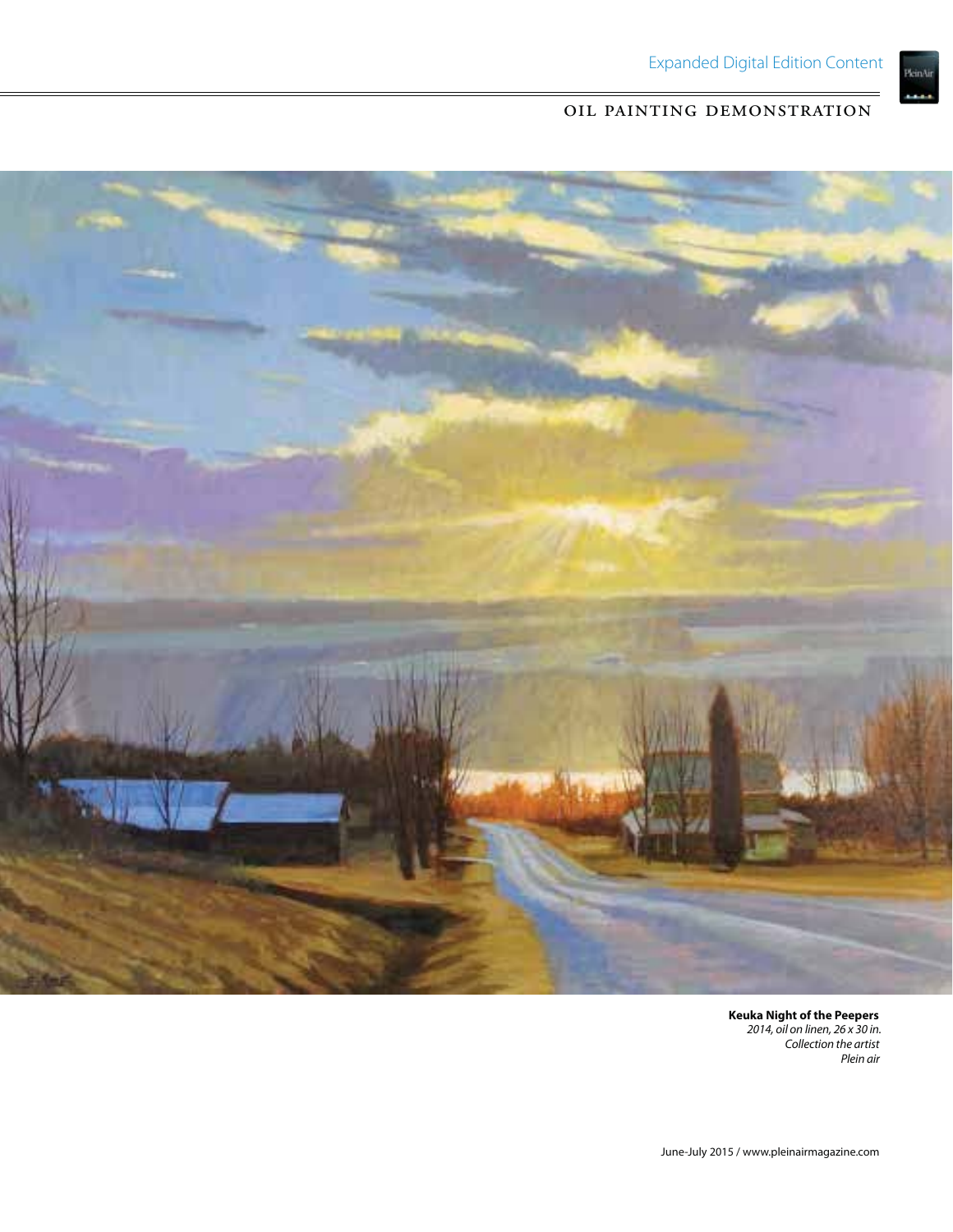Expanded Digital Edition Content

OIL PAINTING DEMONSTRATION

**Keuka Night of the Peepers**
*2014, oil on linen, 26 x 30 in.*
*Collection the artist*
*Plein air*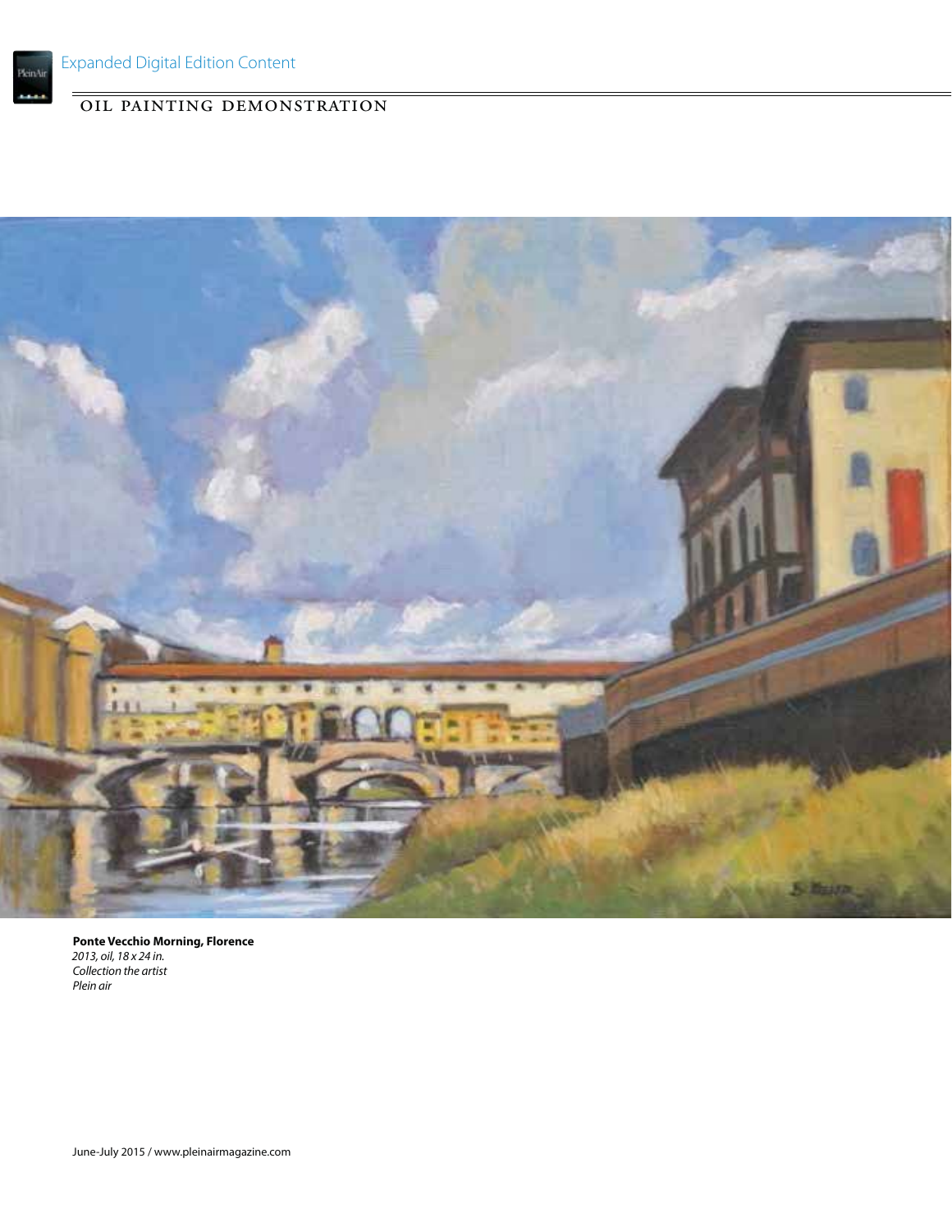Expanded Digital Edition Content

OIL PAINTING DEMONSTRATION

**Ponte Vecchio Morning, Florence**
*2013, oil, 18 x 24 in.*
*Collection the artist*
*Plein air*